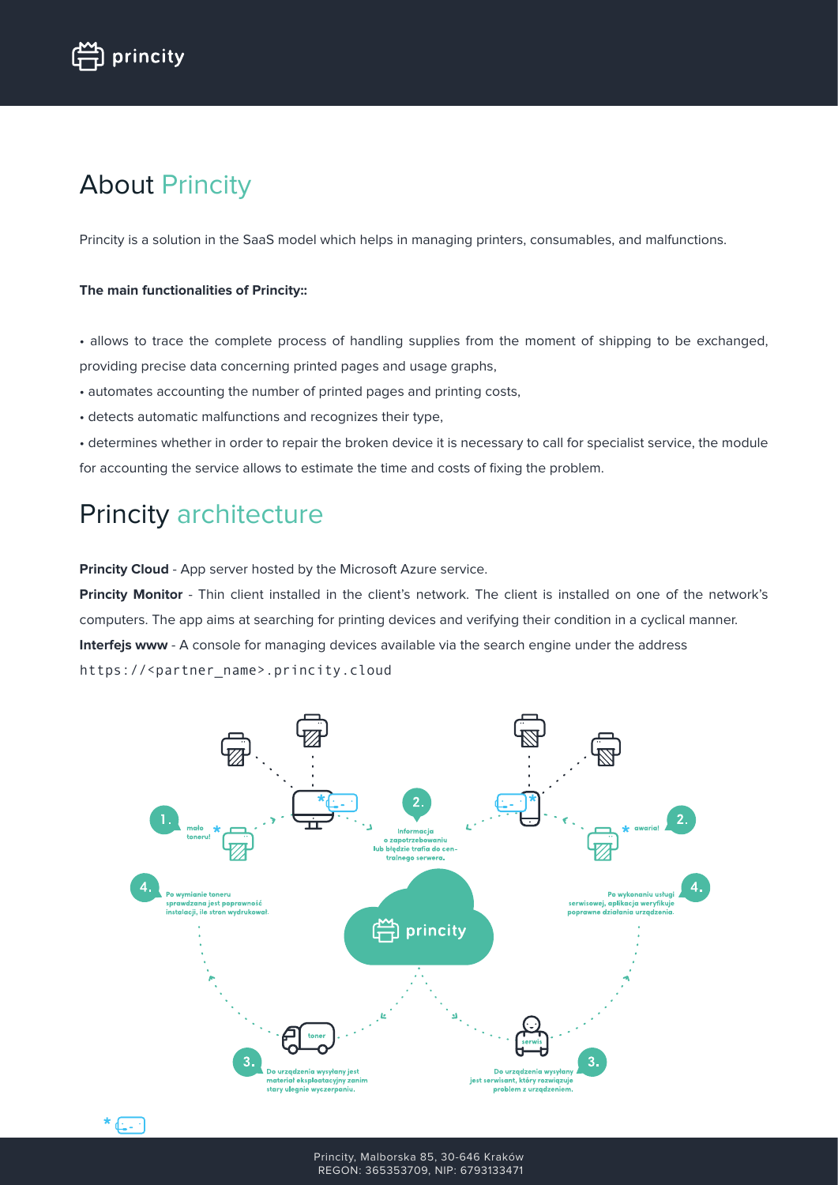# About Princity

Princity is a solution in the SaaS model which helps in managing printers, consumables, and malfunctions.

**The main functionalities of Princity::**

- allows to trace the complete process of handling supplies from the moment of shipping to be exchanged, providing precise data concerning printed pages and usage graphs,
- automates accounting the number of printed pages and printing costs,
- detects automatic malfunctions and recognizes their type,
- determines whether in order to repair the broken device it is necessary to call for specialist service, the module for accounting the service allows to estimate the time and costs of fixing the problem.

# Princity architecture

**Princity Cloud** - App server hosted by the Microsoft Azure service.

**Princity Monitor** - Thin client installed in the client's network. The client is installed on one of the network's computers. The app aims at searching for printing devices and verifying their condition in a cyclical manner.

**Interfejs www** - A console for managing devices available via the search engine under the address `https://<partner_name>.princity.cloud`

1. mało toneru!
2. Informacja o zapotrzebowaniu lub błędzie trafia do centralnego serwera.
3. Do urządzenia wysyłany jest materiał eksploatacyjny zanim stary ulegnie wyczerpaniu.
4. Po wymianie toneru sprawdzana jest poprawność instalacji, ile stron wydrukował.

toner

princity

2. awaria!
3. Do urządzenia wysyłany jest serwisant, który rozwiązuje problem z urządzeniem.
4. Po wykonaniu usługi serwisowej, aplikacja weryfikuje poprawne działania urządzenia.

serwis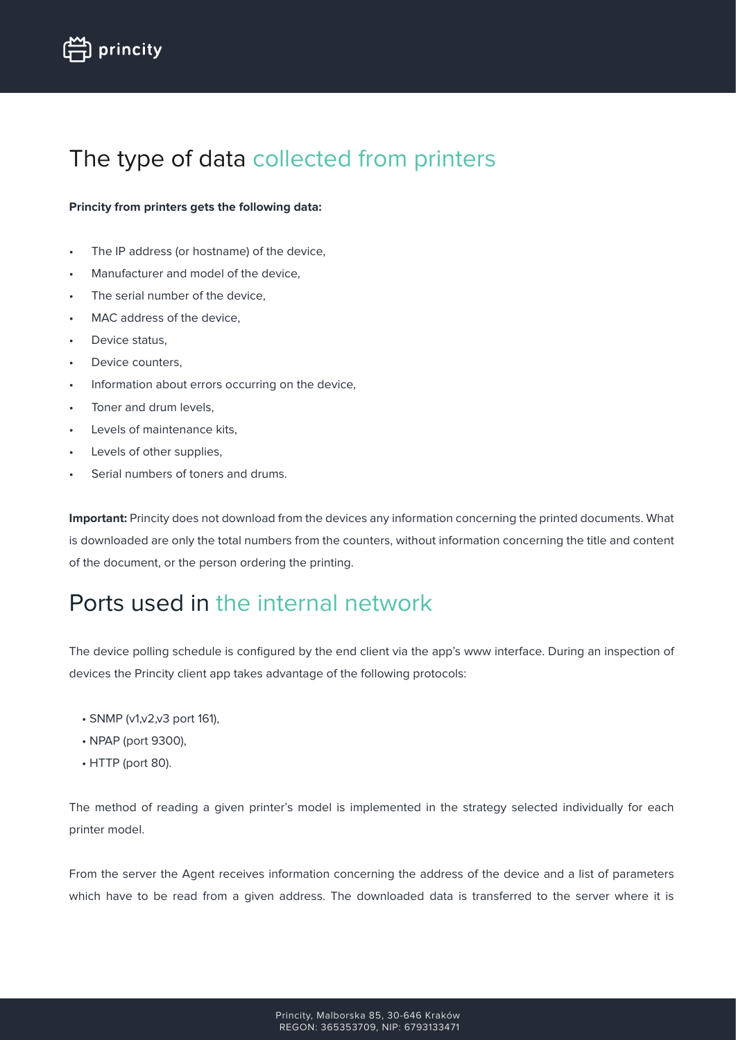## The type of data collected from printers

**Princity from printers gets the following data:**

- The IP address (or hostname) of the device,
- Manufacturer and model of the device,
- The serial number of the device,
- MAC address of the device,
- Device status,
- Device counters,
- Information about errors occurring on the device,
- Toner and drum levels,
- Levels of maintenance kits,
- Levels of other supplies,
- Serial numbers of toners and drums.

**Important:** Princity does not download from the devices any information concerning the printed documents. What is downloaded are only the total numbers from the counters, without information concerning the title and content of the document, or the person ordering the printing.

## Ports used in the internal network

The device polling schedule is configured by the end client via the app's www interface. During an inspection of devices the Princity client app takes advantage of the following protocols:

- SNMP (v1,v2,v3 port 161),
- NPAP (port 9300),
- HTTP (port 80).

The method of reading a given printer's model is implemented in the strategy selected individually for each printer model.

From the server the Agent receives information concerning the address of the device and a list of parameters which have to be read from a given address. The downloaded data is transferred to the server where it is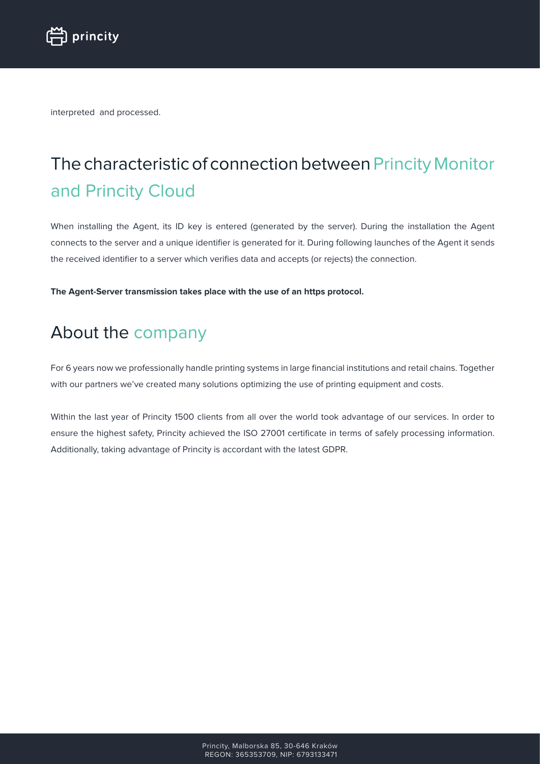interpreted and processed.

## The characteristic of connection between Princity Monitor and Princity Cloud

When installing the Agent, its ID key is entered (generated by the server). During the installation the Agent connects to the server and a unique identifier is generated for it. During following launches of the Agent it sends the received identifier to a server which verifies data and accepts (or rejects) the connection.

**The Agent-Server transmission takes place with the use of an https protocol.**

## About the company

For 6 years now we professionally handle printing systems in large financial institutions and retail chains. Together with our partners we've created many solutions optimizing the use of printing equipment and costs.

Within the last year of Princity 1500 clients from all over the world took advantage of our services. In order to ensure the highest safety, Princity achieved the ISO 27001 certificate in terms of safely processing information. Additionally, taking advantage of Princity is accordant with the latest GDPR.